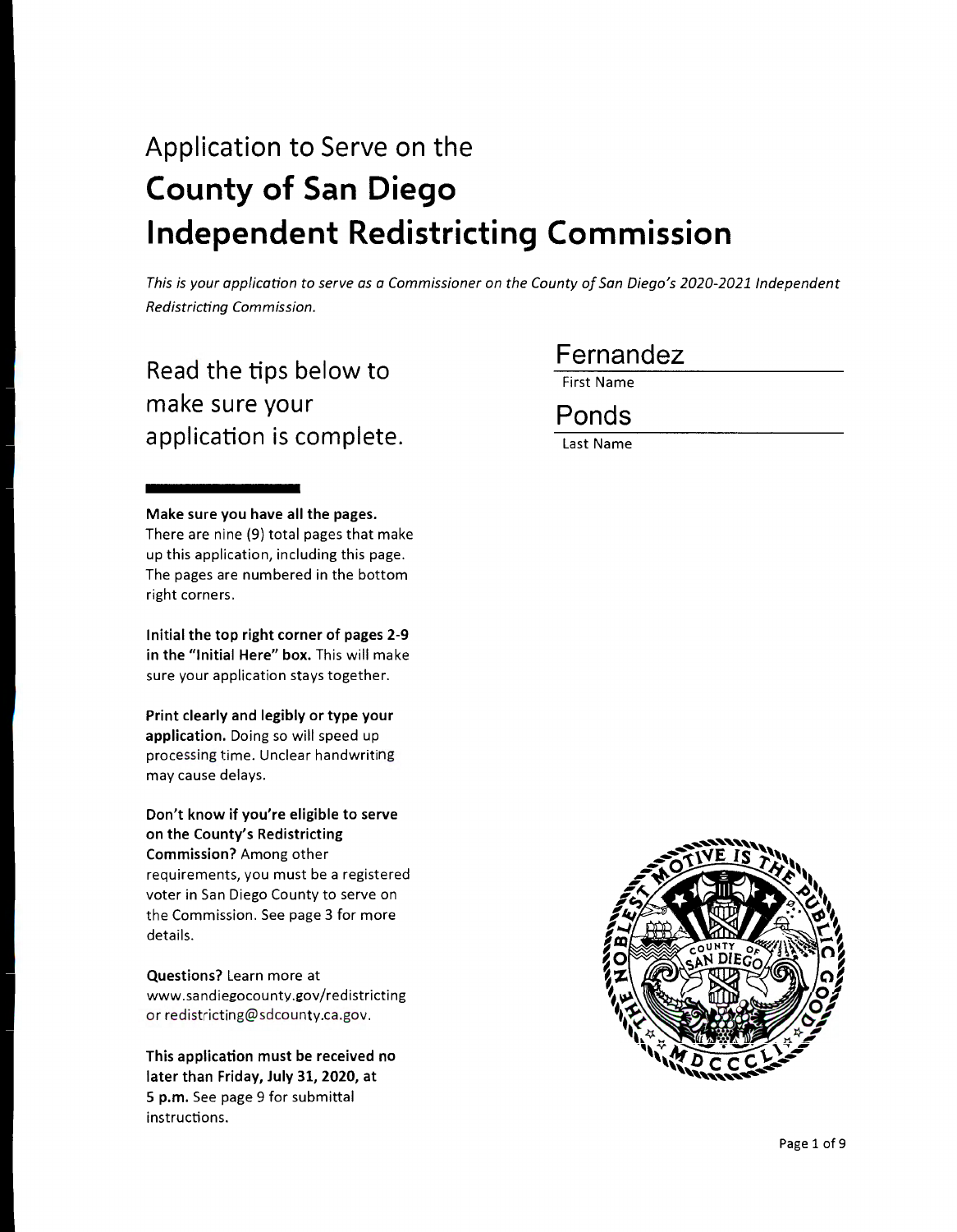# Application to Serve on the
# **County of San Diego Independent Redistricting Commission**

*This is your application to serve as a Commissioner on the County of San Diego's 2020-2021 Independent Redistricting Commission.*

Fernandez
First Name

Ponds
Last Name

## Read the tips below to make sure your application is complete.

**Make sure you have all the pages.** There are nine (9) total pages that make up this application, including this page. The pages are numbered in the bottom right corners.

**Initial the top right corner of pages 2-9 in the "Initial Here" box.** This will make sure your application stays together.

**Print clearly and legibly or type your application.** Doing so will speed up processing time. Unclear handwriting may cause delays.

**Don't know if you're eligible to serve on the County's Redistricting Commission?** Among other requirements, you must be a registered voter in San Diego County to serve on the Commission. See page 3 for more details.

**Questions?** Learn more at www.sandiegocounty.gov/redistricting or redistricting@sdcounty.ca.gov.

**This application must be received no later than Friday, July 31, 2020, at 5 p.m.** See page 9 for submittal instructions.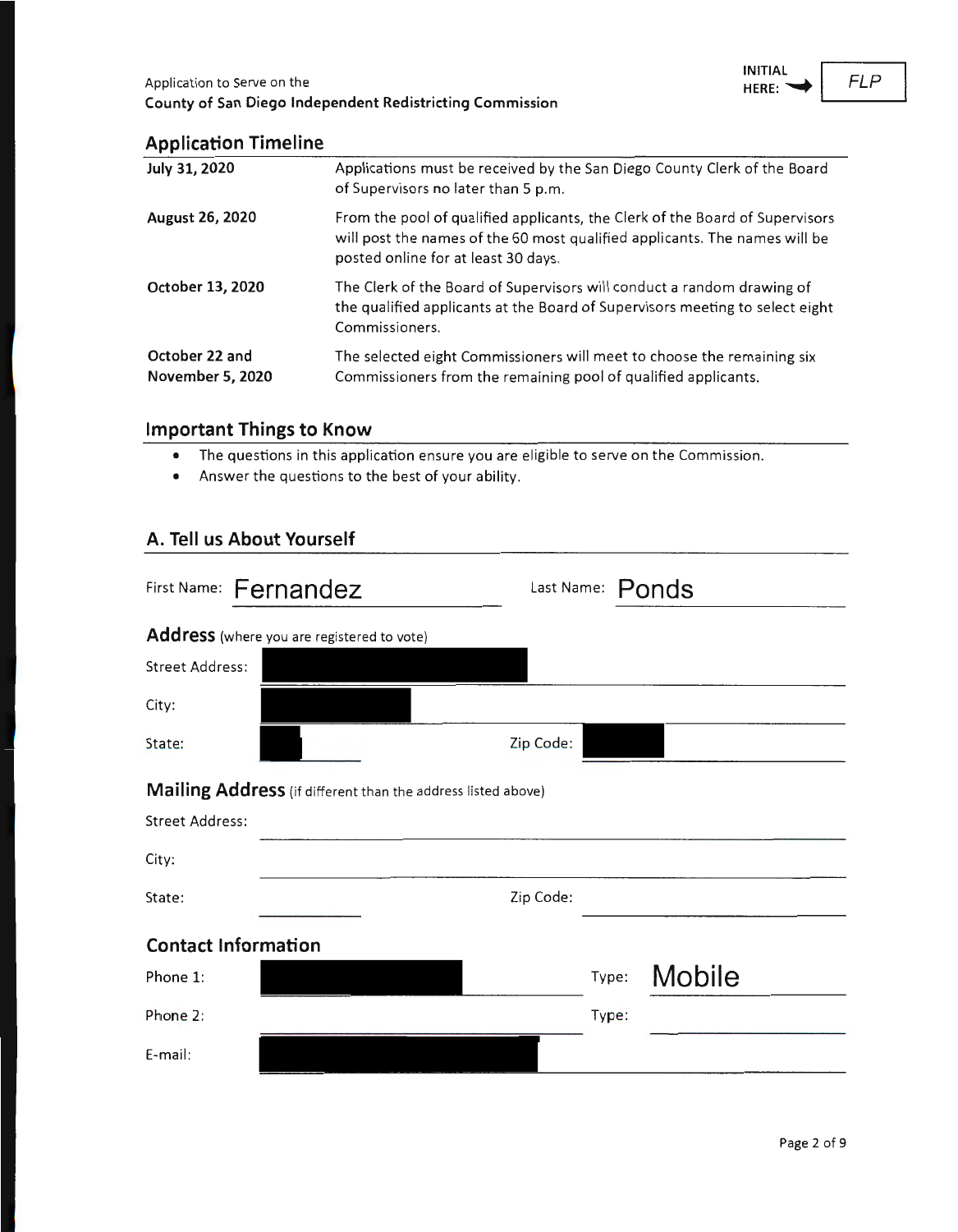Application to Serve on the
**County of San Diego Independent Redistricting Commission**

INITIAL HERE: *FLP*

## Application Timeline

| | |
|---|---|
| **July 31, 2020** | Applications must be received by the San Diego County Clerk of the Board of Supervisors no later than 5 p.m. |
| **August 26, 2020** | From the pool of qualified applicants, the Clerk of the Board of Supervisors will post the names of the 60 most qualified applicants. The names will be posted online for at least 30 days. |
| **October 13, 2020** | The Clerk of the Board of Supervisors will conduct a random drawing of the qualified applicants at the Board of Supervisors meeting to select eight Commissioners. |
| **October 22 and November 5, 2020** | The selected eight Commissioners will meet to choose the remaining six Commissioners from the remaining pool of qualified applicants. |

## Important Things to Know

- The questions in this application ensure you are eligible to serve on the Commission.
- Answer the questions to the best of your ability.

## A. Tell us About Yourself

First Name: Fernandez    Last Name: Ponds

### Address (where you are registered to vote)

Street Address: [REDACTED]

City: [REDACTED]

State: [REDACTED]    Zip Code: [REDACTED]

### Mailing Address (if different than the address listed above)

Street Address:

City:

State:    Zip Code:

### Contact Information

Phone 1: [REDACTED]    Type: Mobile

Phone 2:    Type:

E-mail: [REDACTED]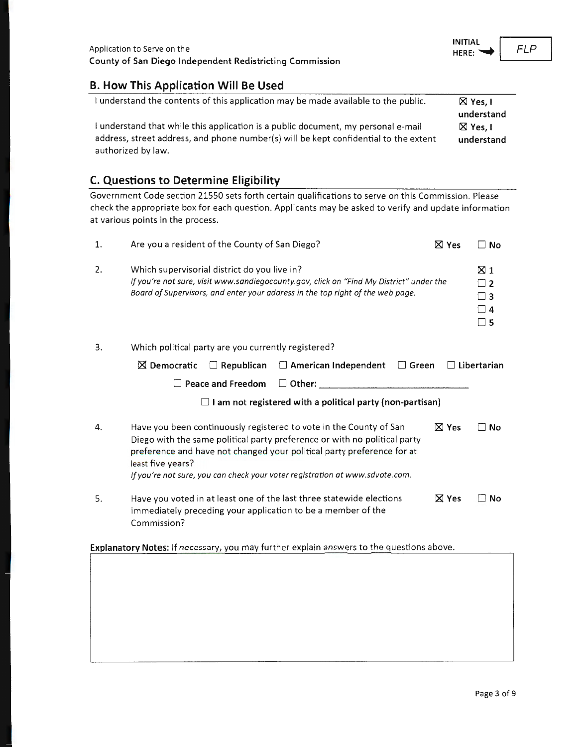Application to Serve on the
**County of San Diego Independent Redistricting Commission**

**INITIAL HERE:** FLP

## B. How This Application Will Be Used

| | |
|---|---|
| I understand the contents of this application may be made available to the public. | ☒ **Yes, I understand** |
| I understand that while this application is a public document, my personal e-mail address, street address, and phone number(s) will be kept confidential to the extent authorized by law. | ☒ **Yes, I understand** |

## C. Questions to Determine Eligibility

Government Code section 21550 sets forth certain qualifications to serve on this Commission. Please check the appropriate box for each question. Applicants may be asked to verify and update information at various points in the process.

1. Are you a resident of the County of San Diego? ☒ **Yes** ☐ **No**

2. Which supervisorial district do you live in?
   *If you're not sure, visit www.sandiegocounty.gov, click on "Find My District" under the Board of Supervisors, and enter your address in the top right of the web page.*
   ☒ **1**
   ☐ **2**
   ☐ **3**
   ☐ **4**
   ☐ **5**

3. Which political party are you currently registered?
   ☒ **Democratic** ☐ **Republican** ☐ **American Independent** ☐ **Green** ☐ **Libertarian**
   ☐ **Peace and Freedom** ☐ **Other:** ______________________
   ☐ **I am not registered with a political party (non-partisan)**

4. Have you been continuously registered to vote in the County of San Diego with the same political party preference or with no political party preference and have not changed your political party preference for at least five years? ☒ **Yes** ☐ **No**
   *If you're not sure, you can check your voter registration at www.sdvote.com.*

5. Have you voted in at least one of the last three statewide elections immediately preceding your application to be a member of the Commission? ☒ **Yes** ☐ **No**

**Explanatory Notes:** If necessary, you may further explain answers to the questions above.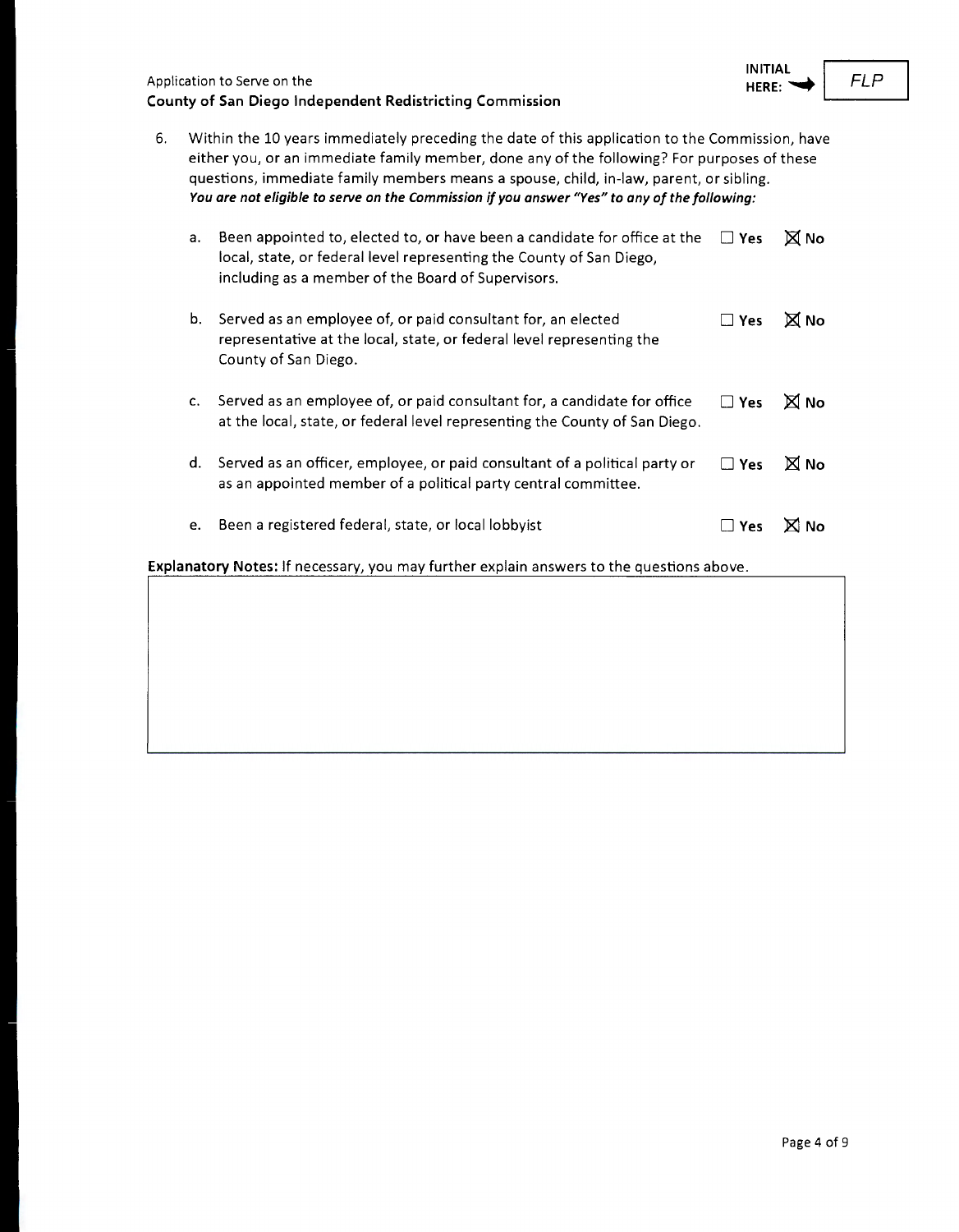Application to Serve on the
**County of San Diego Independent Redistricting Commission**

INITIAL HERE: FLP

6. Within the 10 years immediately preceding the date of this application to the Commission, have either you, or an immediate family member, done any of the following? For purposes of these questions, immediate family members means a spouse, child, in-law, parent, or sibling.
   ***You are not eligible to serve on the Commission if you answer "Yes" to any of the following:***

   a. Been appointed to, elected to, or have been a candidate for office at the local, state, or federal level representing the County of San Diego, including as a member of the Board of Supervisors. ☐ **Yes** ☒ **No**

   b. Served as an employee of, or paid consultant for, an elected representative at the local, state, or federal level representing the County of San Diego. ☐ **Yes** ☒ **No**

   c. Served as an employee of, or paid consultant for, a candidate for office at the local, state, or federal level representing the County of San Diego. ☐ **Yes** ☒ **No**

   d. Served as an officer, employee, or paid consultant of a political party or as an appointed member of a political party central committee. ☐ **Yes** ☒ **No**

   e. Been a registered federal, state, or local lobbyist ☐ **Yes** ☒ **No**

**Explanatory Notes:** If necessary, you may further explain answers to the questions above.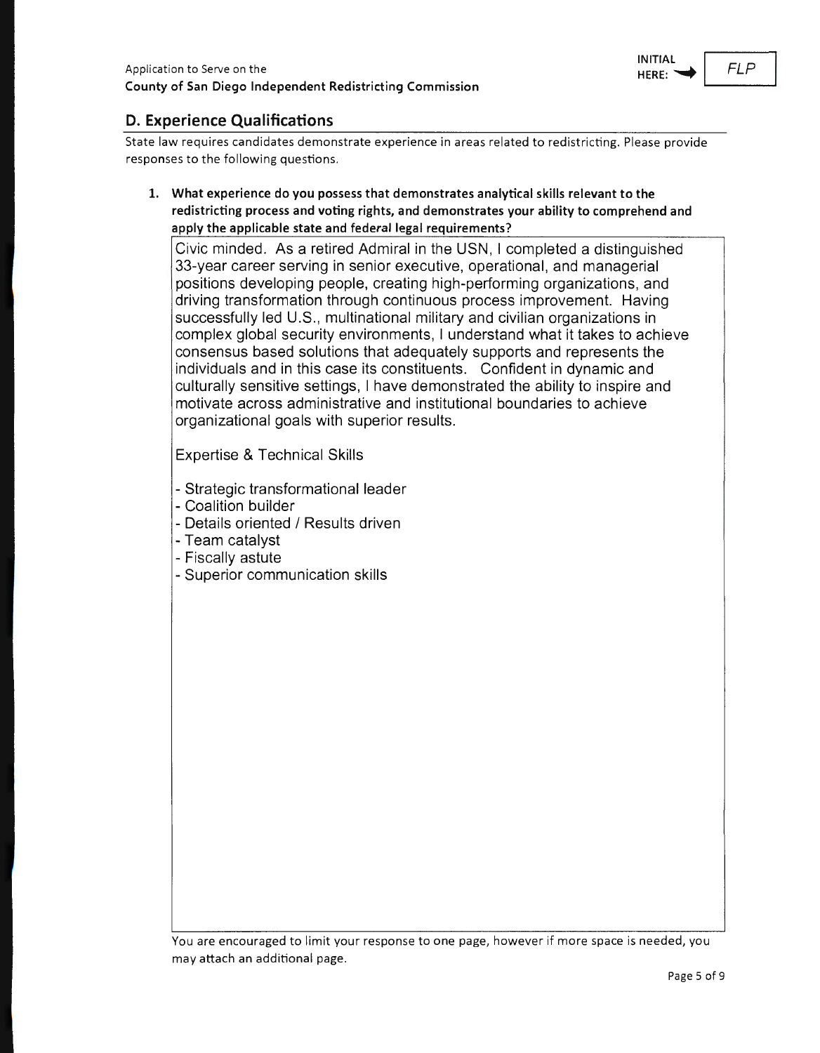Application to Serve on the
**County of San Diego Independent Redistricting Commission**

INITIAL HERE: FLP

## D. Experience Qualifications

State law requires candidates demonstrate experience in areas related to redistricting. Please provide responses to the following questions.

1. **What experience do you possess that demonstrates analytical skills relevant to the redistricting process and voting rights, and demonstrates your ability to comprehend and apply the applicable state and federal legal requirements?**

Civic minded. As a retired Admiral in the USN, I completed a distinguished 33-year career serving in senior executive, operational, and managerial positions developing people, creating high-performing organizations, and driving transformation through continuous process improvement. Having successfully led U.S., multinational military and civilian organizations in complex global security environments, I understand what it takes to achieve consensus based solutions that adequately supports and represents the individuals and in this case its constituents. Confident in dynamic and culturally sensitive settings, I have demonstrated the ability to inspire and motivate across administrative and institutional boundaries to achieve organizational goals with superior results.

Expertise & Technical Skills

- Strategic transformational leader
- Coalition builder
- Details oriented / Results driven
- Team catalyst
- Fiscally astute
- Superior communication skills

You are encouraged to limit your response to one page, however if more space is needed, you may attach an additional page.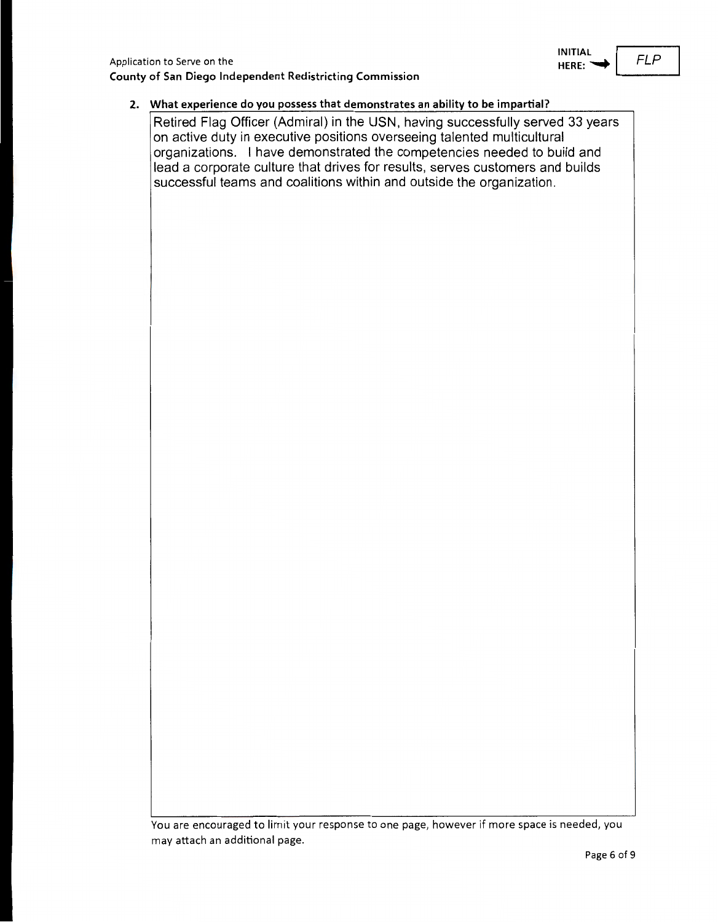INITIAL HERE: FLP

**2. What experience do you possess that demonstrates an ability to be impartial?**

Retired Flag Officer (Admiral) in the USN, having successfully served 33 years on active duty in executive positions overseeing talented multicultural organizations. I have demonstrated the competencies needed to build and lead a corporate culture that drives for results, serves customers and builds successful teams and coalitions within and outside the organization.

You are encouraged to limit your response to one page, however if more space is needed, you may attach an additional page.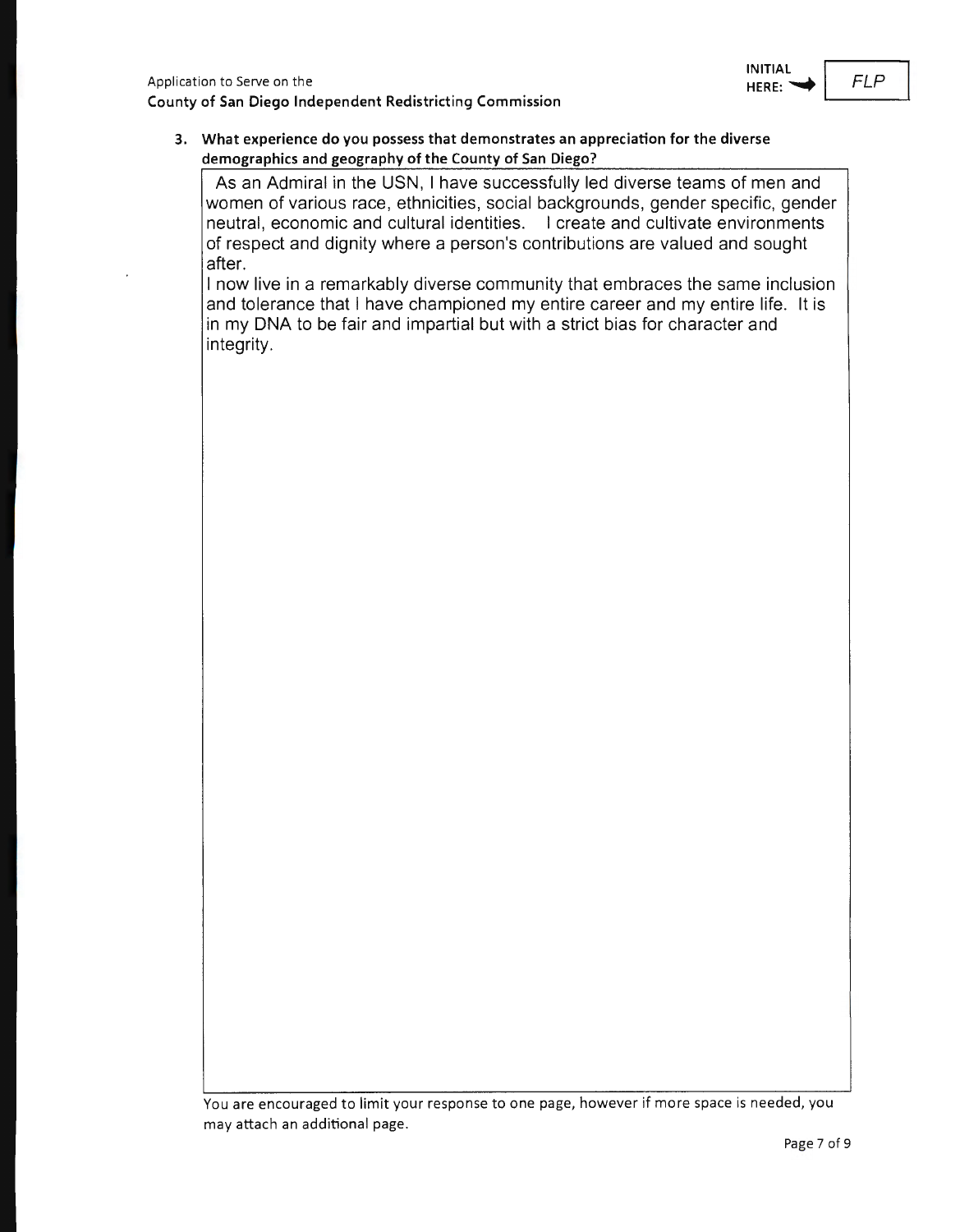Application to Serve on the
**County of San Diego Independent Redistricting Commission**

INITIAL HERE: *FLP*

**3. What experience do you possess that demonstrates an appreciation for the diverse demographics and geography of the County of San Diego?**

As an Admiral in the USN, I have successfully led diverse teams of men and women of various race, ethnicities, social backgrounds, gender specific, gender neutral, economic and cultural identities. I create and cultivate environments of respect and dignity where a person's contributions are valued and sought after.

I now live in a remarkably diverse community that embraces the same inclusion and tolerance that I have championed my entire career and my entire life. It is in my DNA to be fair and impartial but with a strict bias for character and integrity.

You are encouraged to limit your response to one page, however if more space is needed, you may attach an additional page.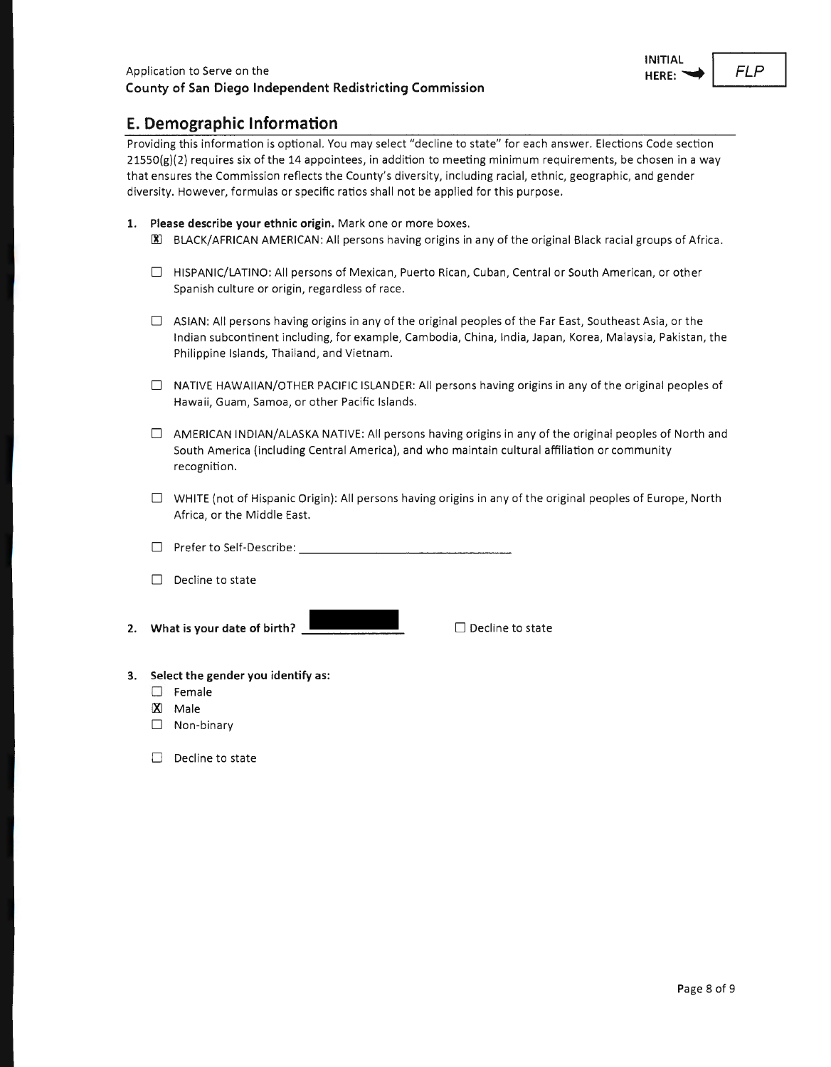Application to Serve on the
**County of San Diego Independent Redistricting Commission**

INITIAL HERE: ➡ *FLP*

## E. Demographic Information

Providing this information is optional. You may select "decline to state" for each answer. Elections Code section 21550(g)(2) requires six of the 14 appointees, in addition to meeting minimum requirements, be chosen in a way that ensures the Commission reflects the County's diversity, including racial, ethnic, geographic, and gender diversity. However, formulas or specific ratios shall not be applied for this purpose.

1. **Please describe your ethnic origin.** Mark one or more boxes.
   - ☒ BLACK/AFRICAN AMERICAN: All persons having origins in any of the original Black racial groups of Africa.
   - ☐ HISPANIC/LATINO: All persons of Mexican, Puerto Rican, Cuban, Central or South American, or other Spanish culture or origin, regardless of race.
   - ☐ ASIAN: All persons having origins in any of the original peoples of the Far East, Southeast Asia, or the Indian subcontinent including, for example, Cambodia, China, India, Japan, Korea, Malaysia, Pakistan, the Philippine Islands, Thailand, and Vietnam.
   - ☐ NATIVE HAWAIIAN/OTHER PACIFIC ISLANDER: All persons having origins in any of the original peoples of Hawaii, Guam, Samoa, or other Pacific Islands.
   - ☐ AMERICAN INDIAN/ALASKA NATIVE: All persons having origins in any of the original peoples of North and South America (including Central America), and who maintain cultural affiliation or community recognition.
   - ☐ WHITE (not of Hispanic Origin): All persons having origins in any of the original peoples of Europe, North Africa, or the Middle East.
   - ☐ Prefer to Self-Describe: ____________________
   - ☐ Decline to state

2. **What is your date of birth?** [REDACTED] ☐ Decline to state

3. **Select the gender you identify as:**
   - ☐ Female
   - ☒ Male
   - ☐ Non-binary
   - ☐ Decline to state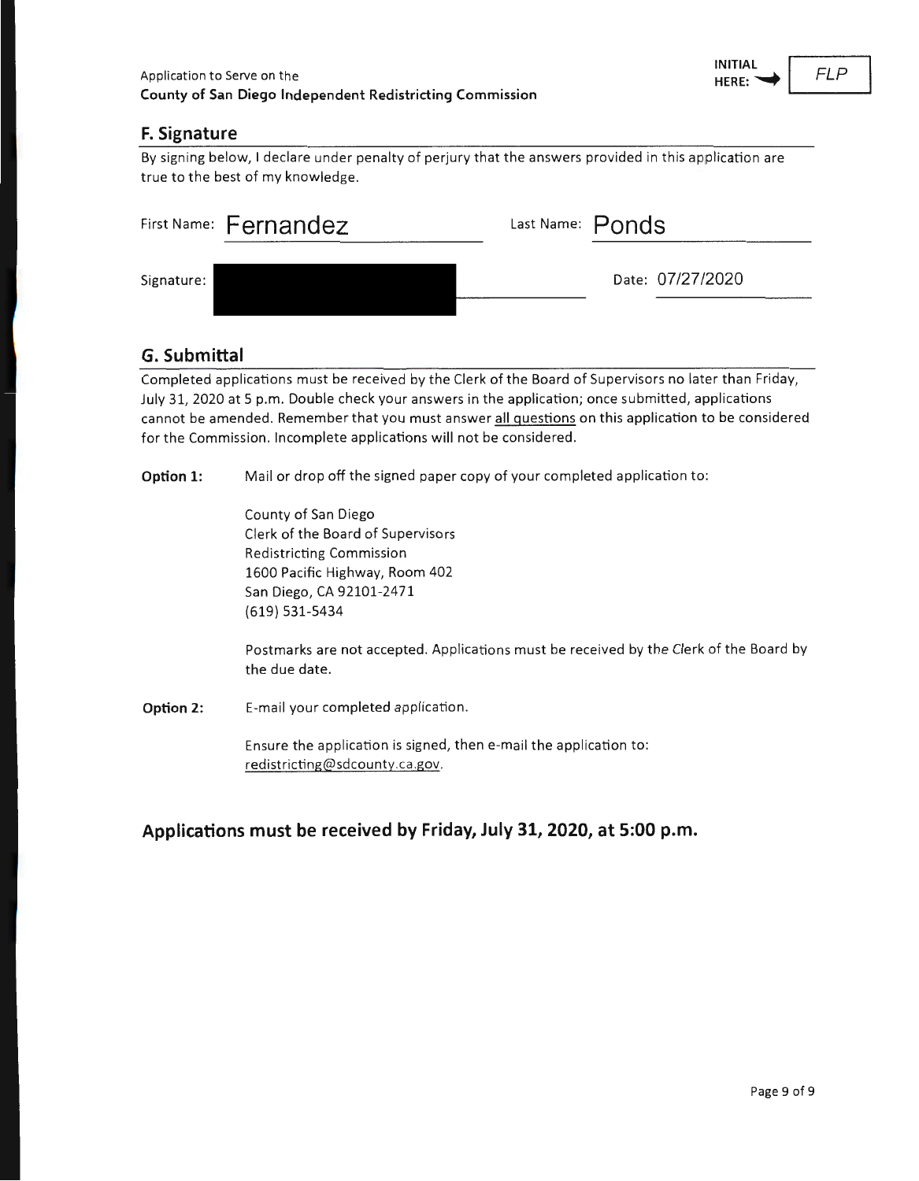Application to Serve on the
**County of San Diego Independent Redistricting Commission**

INITIAL HERE: FLP

## F. Signature

By signing below, I declare under penalty of perjury that the answers provided in this application are true to the best of my knowledge.

First Name: Fernandez    Last Name: Ponds

Signature: [redacted]    Date: 07/27/2020

## G. Submittal

Completed applications must be received by the Clerk of the Board of Supervisors no later than Friday, July 31, 2020 at 5 p.m. Double check your answers in the application; once submitted, applications cannot be amended. Remember that you must answer all questions on this application to be considered for the Commission. Incomplete applications will not be considered.

**Option 1:** Mail or drop off the signed paper copy of your completed application to:

County of San Diego
Clerk of the Board of Supervisors
Redistricting Commission
1600 Pacific Highway, Room 402
San Diego, CA 92101-2471
(619) 531-5434

Postmarks are not accepted. Applications must be received by the Clerk of the Board by the due date.

**Option 2:** E-mail your completed application.

Ensure the application is signed, then e-mail the application to: redistricting@sdcounty.ca.gov.

**Applications must be received by Friday, July 31, 2020, at 5:00 p.m.**